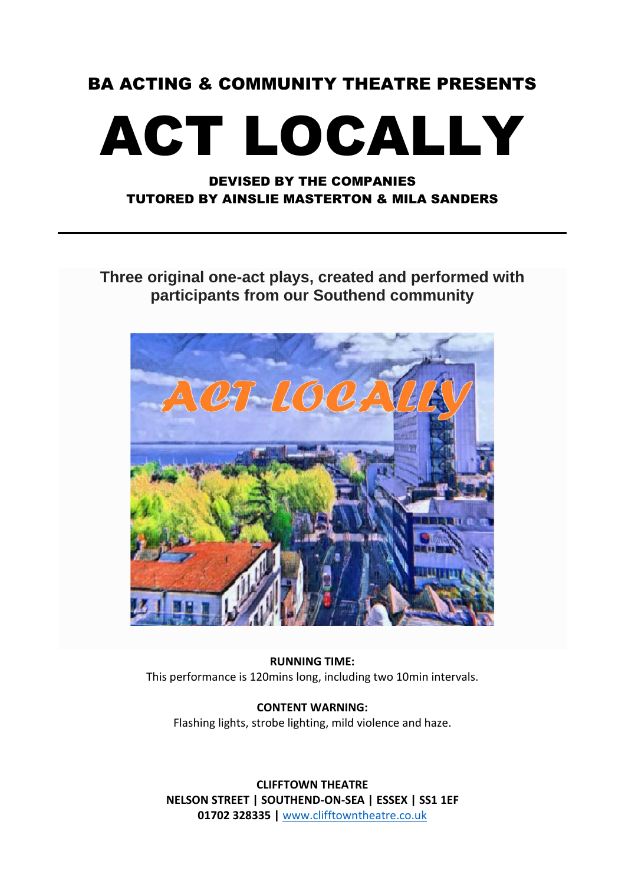BA ACTING & COMMUNITY THEATRE PRESENTS

# ACT LOCALLY

DEVISED BY THE COMPANIES
TUTORED BY AINSLIE MASTERTON & MILA SANDERS

---

## Three original one-act plays, created and performed with participants from our Southend community

**RUNNING TIME:**
This performance is 120mins long, including two 10min intervals.

**CONTENT WARNING:**
Flashing lights, strobe lighting, mild violence and haze.

**CLIFFTOWN THEATRE**
**NELSON STREET | SOUTHEND-ON-SEA | ESSEX | SS1 1EF**
**01702 328335 |** www.clifftowntheatre.co.uk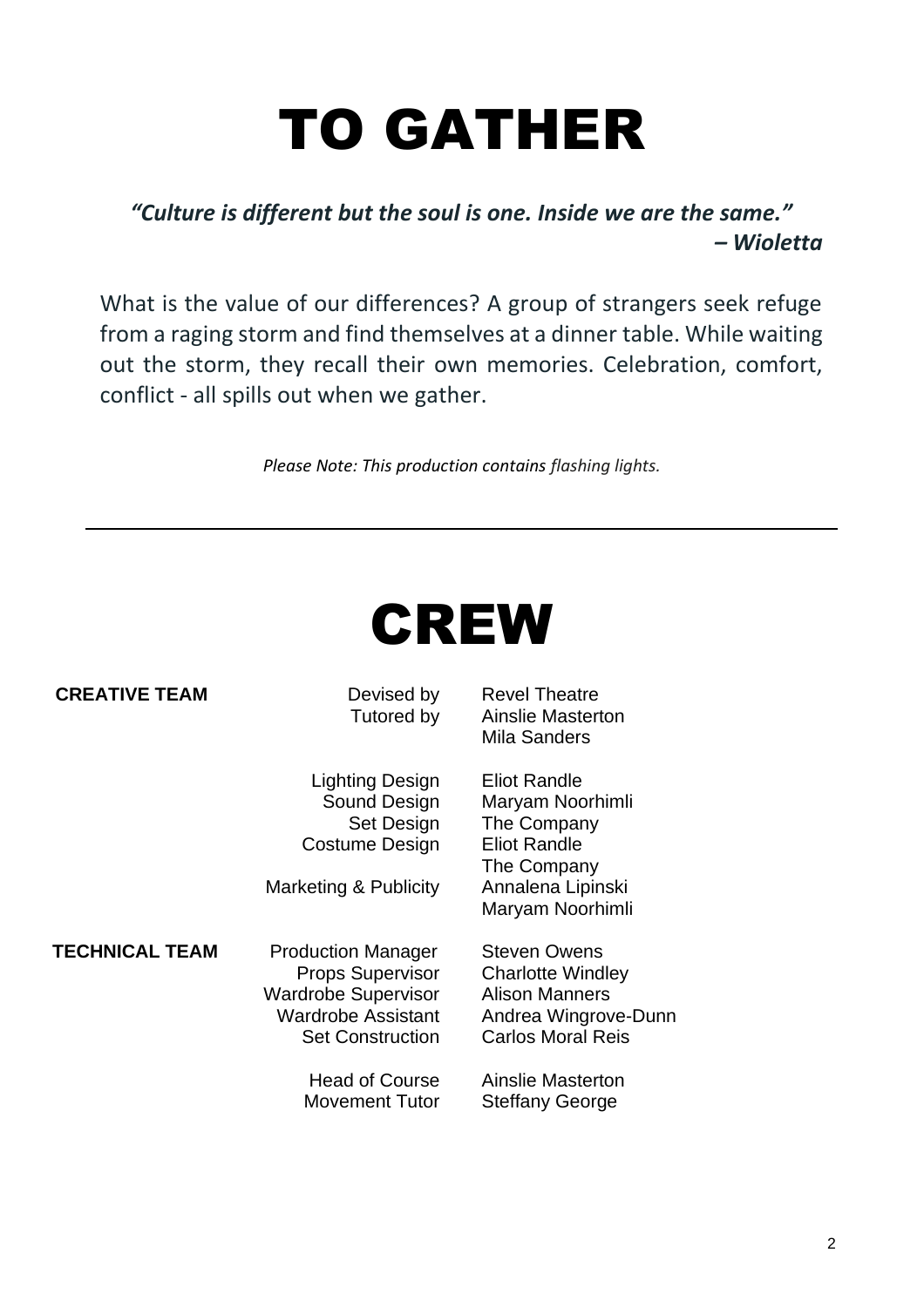# TO GATHER

***"Culture is different but the soul is one. Inside we are the same."***
***– Wioletta***

What is the value of our differences? A group of strangers seek refuge from a raging storm and find themselves at a dinner table. While waiting out the storm, they recall their own memories. Celebration, comfort, conflict - all spills out when we gather.

*Please Note: This production contains flashing lights.*

---

# CREW

| | | |
|---|---|---|
| **CREATIVE TEAM** | Devised by | Revel Theatre |
| | Tutored by | Ainslie Masterton<br>Mila Sanders |
| | Lighting Design | Eliot Randle |
| | Sound Design | Maryam Noorhimli |
| | Set Design | The Company |
| | Costume Design | Eliot Randle<br>The Company |
| | Marketing & Publicity | Annalena Lipinski<br>Maryam Noorhimli |
| **TECHNICAL TEAM** | Production Manager | Steven Owens |
| | Props Supervisor | Charlotte Windley |
| | Wardrobe Supervisor | Alison Manners |
| | Wardrobe Assistant | Andrea Wingrove-Dunn |
| | Set Construction | Carlos Moral Reis |
| | Head of Course | Ainslie Masterton |
| | Movement Tutor | Steffany George |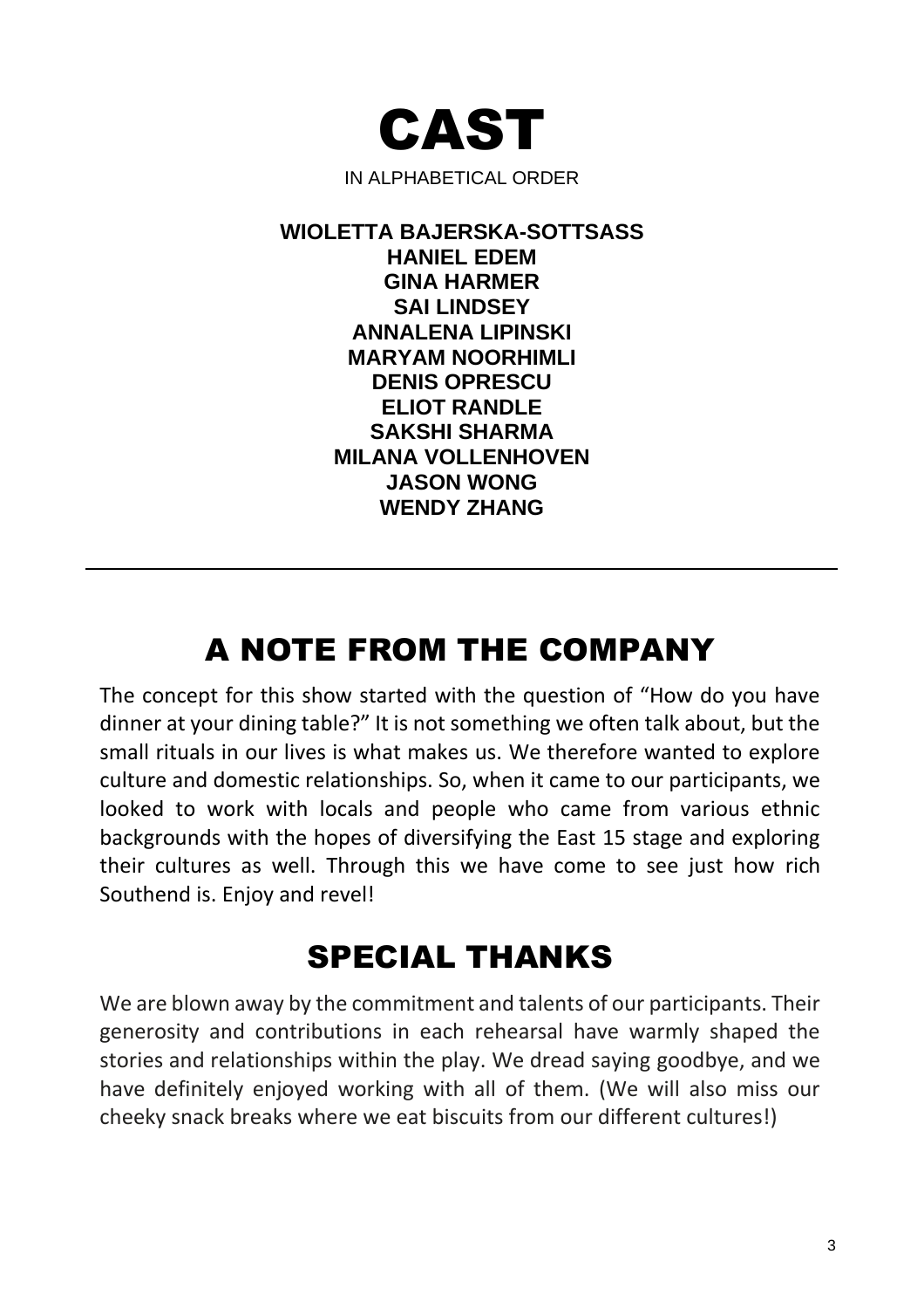# CAST

IN ALPHABETICAL ORDER

**WIOLETTA BAJERSKA-SOTTSASS**
**HANIEL EDEM**
**GINA HARMER**
**SAI LINDSEY**
**ANNALENA LIPINSKI**
**MARYAM NOORHIMLI**
**DENIS OPRESCU**
**ELIOT RANDLE**
**SAKSHI SHARMA**
**MILANA VOLLENHOVEN**
**JASON WONG**
**WENDY ZHANG**

---

## A NOTE FROM THE COMPANY

The concept for this show started with the question of "How do you have dinner at your dining table?" It is not something we often talk about, but the small rituals in our lives is what makes us. We therefore wanted to explore culture and domestic relationships. So, when it came to our participants, we looked to work with locals and people who came from various ethnic backgrounds with the hopes of diversifying the East 15 stage and exploring their cultures as well. Through this we have come to see just how rich Southend is. Enjoy and revel!

## SPECIAL THANKS

We are blown away by the commitment and talents of our participants. Their generosity and contributions in each rehearsal have warmly shaped the stories and relationships within the play. We dread saying goodbye, and we have definitely enjoyed working with all of them. (We will also miss our cheeky snack breaks where we eat biscuits from our different cultures!)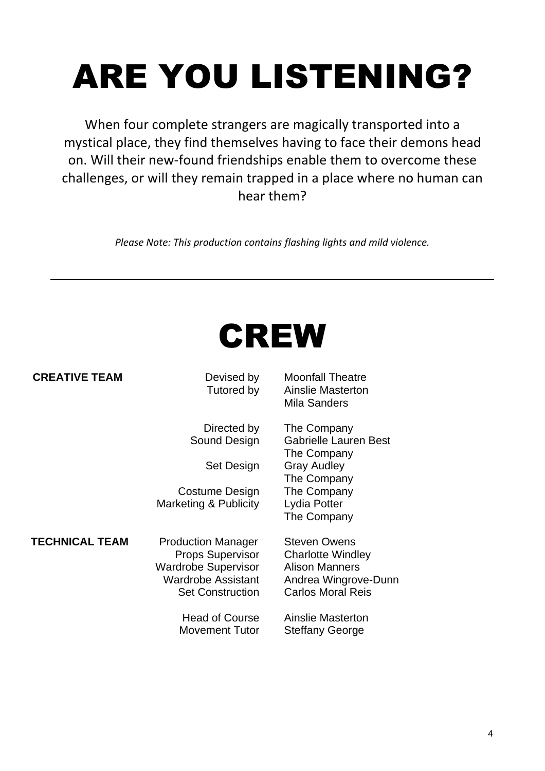# ARE YOU LISTENING?

When four complete strangers are magically transported into a mystical place, they find themselves having to face their demons head on. Will their new-found friendships enable them to overcome these challenges, or will they remain trapped in a place where no human can hear them?

*Please Note: This production contains flashing lights and mild violence.*

---

# CREW

| | | |
|---|---|---|
| **CREATIVE TEAM** | Devised by | Moonfall Theatre |
| | Tutored by | Ainslie Masterton |
| | | Mila Sanders |
| | Directed by | The Company |
| | Sound Design | Gabrielle Lauren Best |
| | | The Company |
| | Set Design | Gray Audley |
| | | The Company |
| | Costume Design | The Company |
| | Marketing & Publicity | Lydia Potter |
| | | The Company |
| **TECHNICAL TEAM** | Production Manager | Steven Owens |
| | Props Supervisor | Charlotte Windley |
| | Wardrobe Supervisor | Alison Manners |
| | Wardrobe Assistant | Andrea Wingrove-Dunn |
| | Set Construction | Carlos Moral Reis |
| | Head of Course | Ainslie Masterton |
| | Movement Tutor | Steffany George |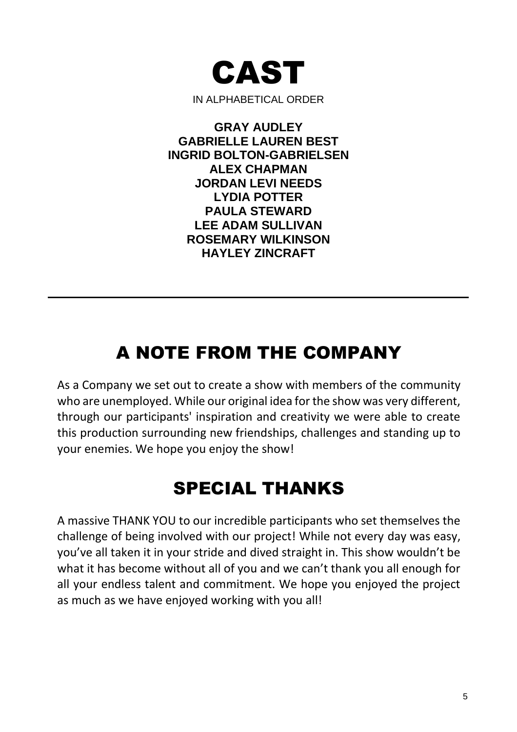# CAST

IN ALPHABETICAL ORDER

**GRAY AUDLEY**
**GABRIELLE LAUREN BEST**
**INGRID BOLTON-GABRIELSEN**
**ALEX CHAPMAN**
**JORDAN LEVI NEEDS**
**LYDIA POTTER**
**PAULA STEWARD**
**LEE ADAM SULLIVAN**
**ROSEMARY WILKINSON**
**HAYLEY ZINCRAFT**

---

## A NOTE FROM THE COMPANY

As a Company we set out to create a show with members of the community who are unemployed. While our original idea for the show was very different, through our participants' inspiration and creativity we were able to create this production surrounding new friendships, challenges and standing up to your enemies. We hope you enjoy the show!

## SPECIAL THANKS

A massive THANK YOU to our incredible participants who set themselves the challenge of being involved with our project! While not every day was easy, you've all taken it in your stride and dived straight in. This show wouldn't be what it has become without all of you and we can't thank you all enough for all your endless talent and commitment. We hope you enjoyed the project as much as we have enjoyed working with you all!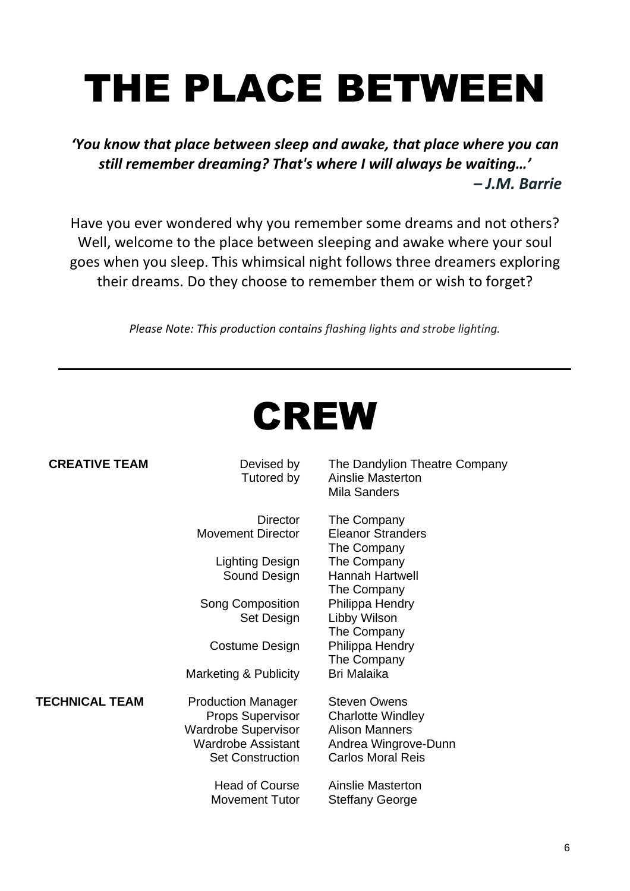# THE PLACE BETWEEN

***'You know that place between sleep and awake, that place where you can still remember dreaming? That's where I will always be waiting…'***
***– J.M. Barrie***

Have you ever wondered why you remember some dreams and not others? Well, welcome to the place between sleeping and awake where your soul goes when you sleep. This whimsical night follows three dreamers exploring their dreams. Do they choose to remember them or wish to forget?

*Please Note: This production contains flashing lights and strobe lighting.*

---

# CREW

| | | |
|---|---|---|
| **CREATIVE TEAM** | Devised by | The Dandylion Theatre Company |
| | Tutored by | Ainslie Masterton |
| | | Mila Sanders |
| | Director | The Company |
| | Movement Director | Eleanor Stranders |
| | | The Company |
| | Lighting Design | The Company |
| | Sound Design | Hannah Hartwell |
| | | The Company |
| | Song Composition | Philippa Hendry |
| | Set Design | Libby Wilson |
| | | The Company |
| | Costume Design | Philippa Hendry |
| | | The Company |
| | Marketing & Publicity | Bri Malaika |
| **TECHNICAL TEAM** | Production Manager | Steven Owens |
| | Props Supervisor | Charlotte Windley |
| | Wardrobe Supervisor | Alison Manners |
| | Wardrobe Assistant | Andrea Wingrove-Dunn |
| | Set Construction | Carlos Moral Reis |
| | Head of Course | Ainslie Masterton |
| | Movement Tutor | Steffany George |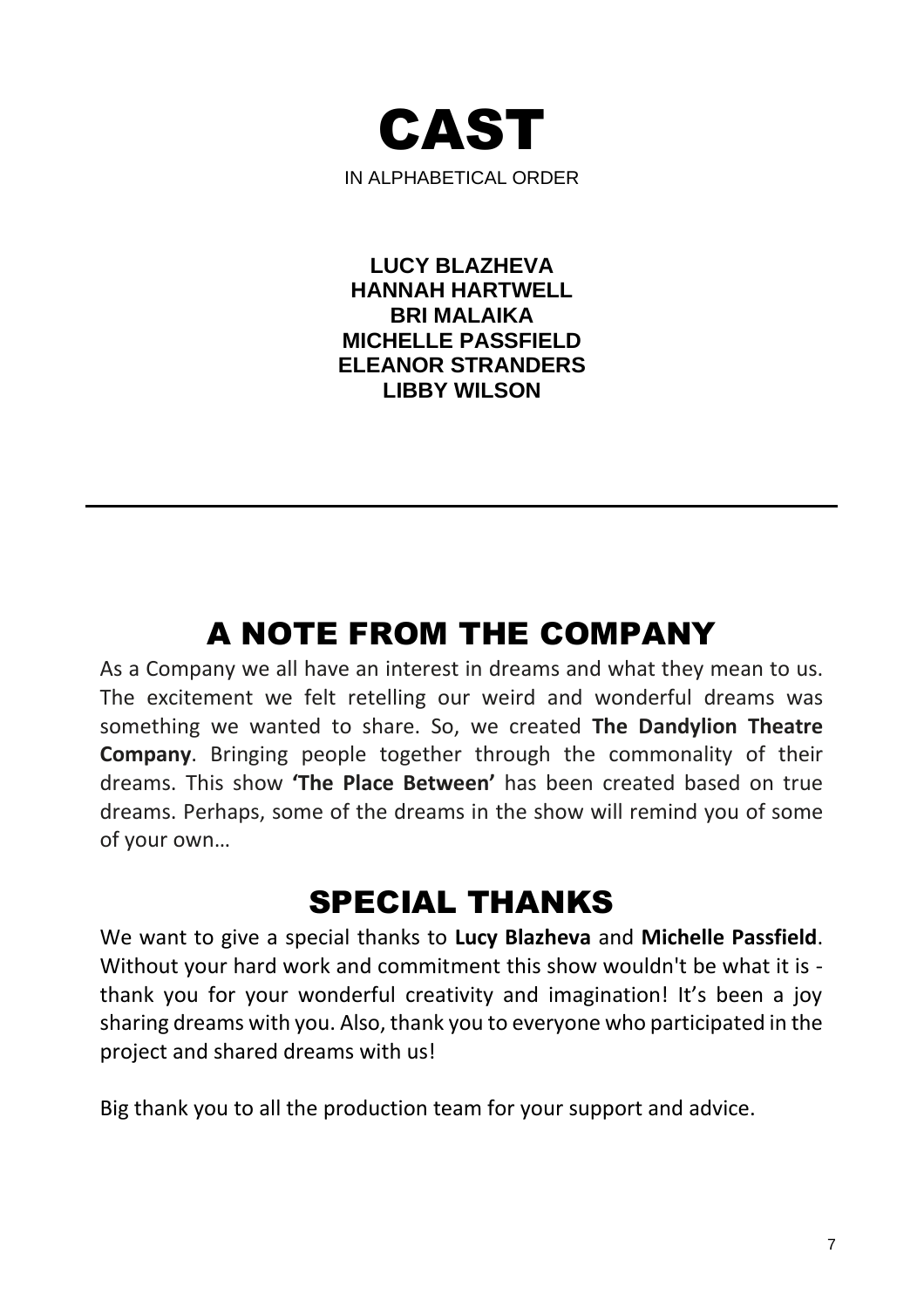# CAST

IN ALPHABETICAL ORDER

**LUCY BLAZHEVA**
**HANNAH HARTWELL**
**BRI MALAIKA**
**MICHELLE PASSFIELD**
**ELEANOR STRANDERS**
**LIBBY WILSON**

---

## A NOTE FROM THE COMPANY

As a Company we all have an interest in dreams and what they mean to us. The excitement we felt retelling our weird and wonderful dreams was something we wanted to share. So, we created **The Dandylion Theatre Company**. Bringing people together through the commonality of their dreams. This show **'The Place Between'** has been created based on true dreams. Perhaps, some of the dreams in the show will remind you of some of your own…

## SPECIAL THANKS

We want to give a special thanks to **Lucy Blazheva** and **Michelle Passfield**. Without your hard work and commitment this show wouldn't be what it is - thank you for your wonderful creativity and imagination! It's been a joy sharing dreams with you. Also, thank you to everyone who participated in the project and shared dreams with us!

Big thank you to all the production team for your support and advice.